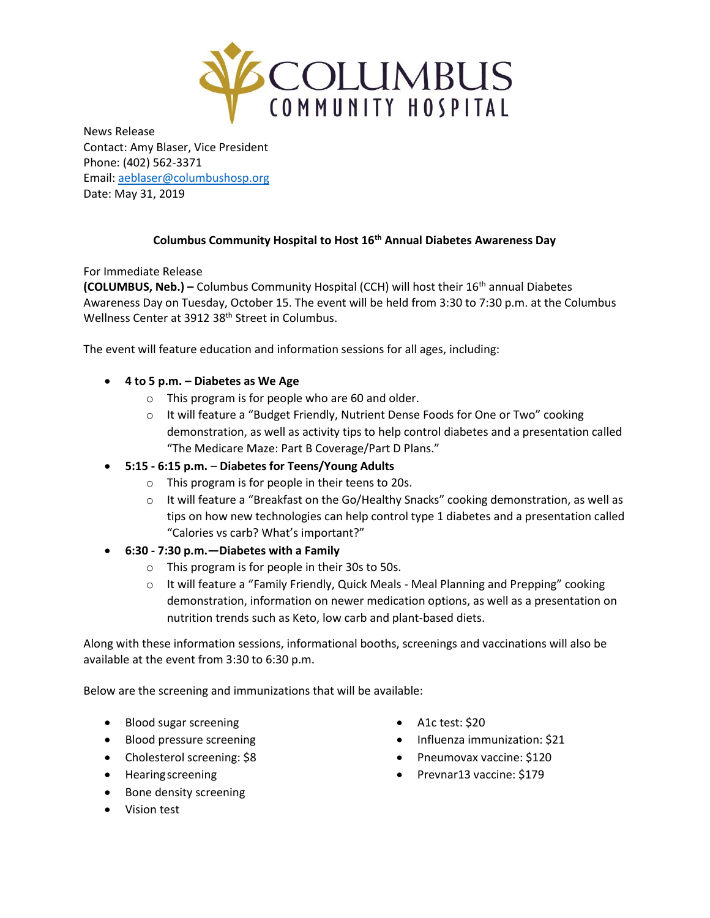# COLUMBUS COMMUNITY HOSPITAL

News Release
Contact: Amy Blaser, Vice President
Phone: (402) 562-3371
Email: aeblaser@columbushosp.org
Date: May 31, 2019

## Columbus Community Hospital to Host 16th Annual Diabetes Awareness Day

For Immediate Release
**(COLUMBUS, Neb.) –** Columbus Community Hospital (CCH) will host their 16th annual Diabetes Awareness Day on Tuesday, October 15. The event will be held from 3:30 to 7:30 p.m. at the Columbus Wellness Center at 3912 38th Street in Columbus.

The event will feature education and information sessions for all ages, including:

- **4 to 5 p.m. – Diabetes as We Age**
  - This program is for people who are 60 and older.
  - It will feature a "Budget Friendly, Nutrient Dense Foods for One or Two" cooking demonstration, as well as activity tips to help control diabetes and a presentation called "The Medicare Maze: Part B Coverage/Part D Plans."
- **5:15 - 6:15 p.m.** – **Diabetes for Teens/Young Adults**
  - This program is for people in their teens to 20s.
  - It will feature a "Breakfast on the Go/Healthy Snacks" cooking demonstration, as well as tips on how new technologies can help control type 1 diabetes and a presentation called "Calories vs carb? What's important?"
- **6:30 - 7:30 p.m.—Diabetes with a Family**
  - This program is for people in their 30s to 50s.
  - It will feature a "Family Friendly, Quick Meals - Meal Planning and Prepping" cooking demonstration, information on newer medication options, as well as a presentation on nutrition trends such as Keto, low carb and plant-based diets.

Along with these information sessions, informational booths, screenings and vaccinations will also be available at the event from 3:30 to 6:30 p.m.

Below are the screening and immunizations that will be available:

- Blood sugar screening
- Blood pressure screening
- Cholesterol screening: $8
- Hearing screening
- Bone density screening
- Vision test
- A1c test: $20
- Influenza immunization: $21
- Pneumovax vaccine: $120
- Prevnar13 vaccine: $179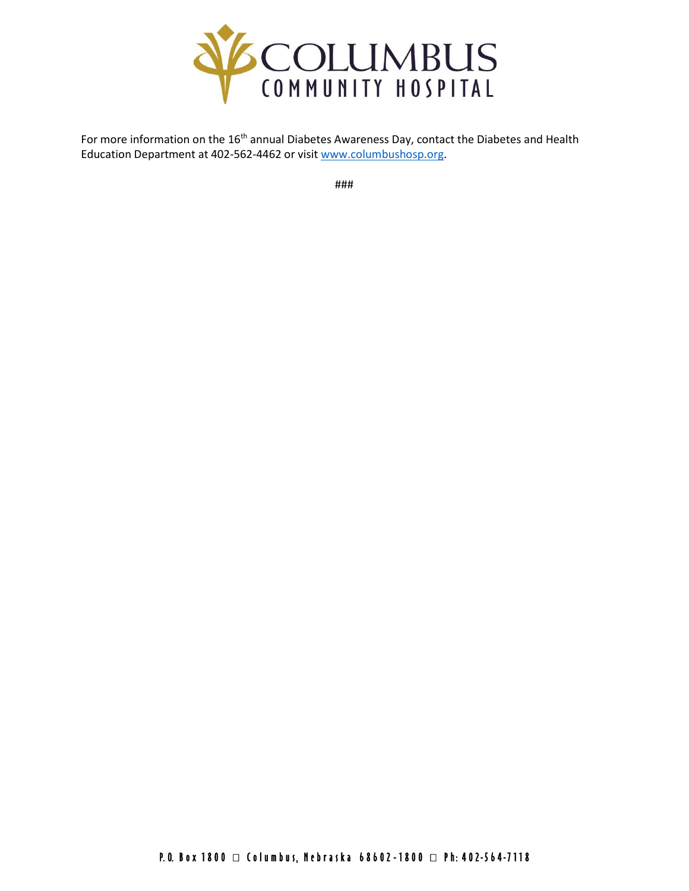For more information on the 16th annual Diabetes Awareness Day, contact the Diabetes and Health Education Department at 402-562-4462 or visit www.columbushosp.org.

###